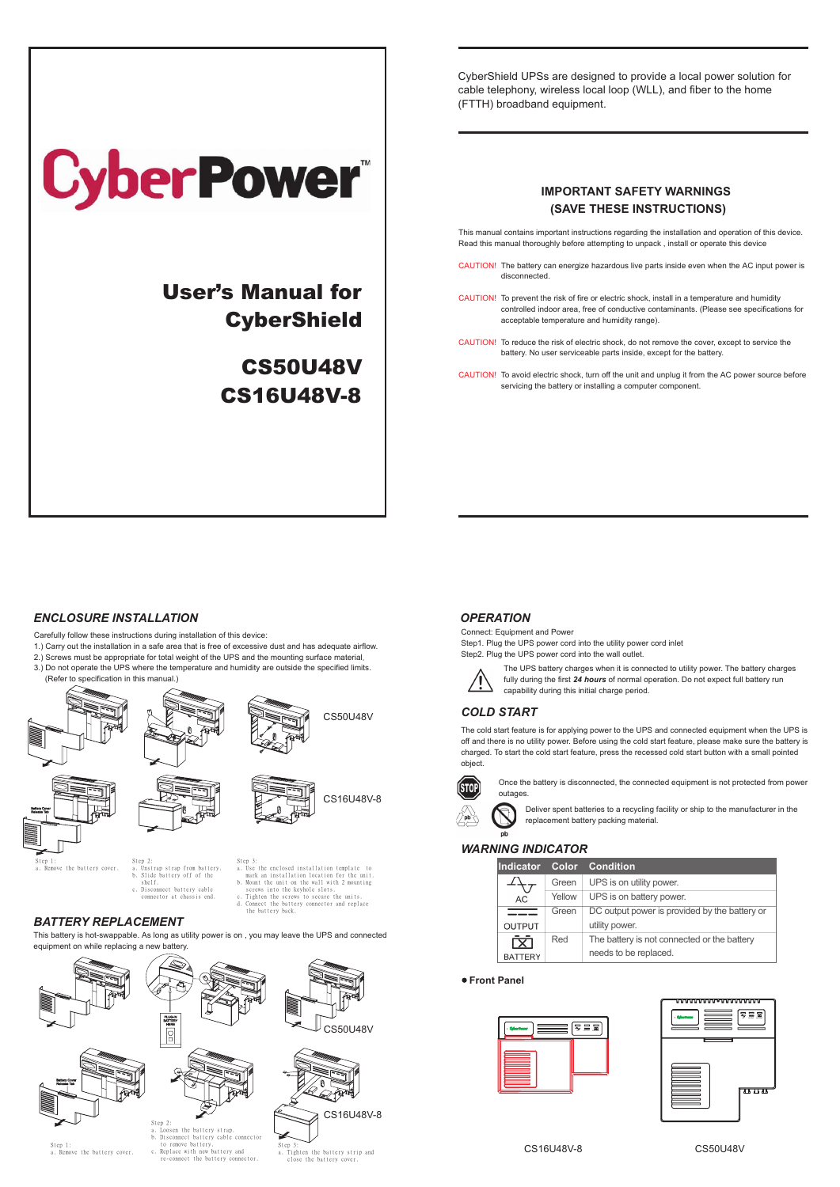# CyberPower™

## User's Manual for CyberShield

## CS50U48V
## CS16U48V-8

CyberShield UPSs are designed to provide a local power solution for cable telephony, wireless local loop (WLL), and fiber to the home (FTTH) broadband equipment.

## IMPORTANT SAFETY WARNINGS
## (SAVE THESE INSTRUCTIONS)

This manual contains important instructions regarding the installation and operation of this device. Read this manual thoroughly before attempting to unpack , install or operate this device

CAUTION! The battery can energize hazardous live parts inside even when the AC input power is disconnected.

CAUTION! To prevent the risk of fire or electric shock, install in a temperature and humidity controlled indoor area, free of conductive contaminants. (Please see specifications for acceptable temperature and humidity range).

CAUTION! To reduce the risk of electric shock, do not remove the cover, except to service the battery. No user serviceable parts inside, except for the battery.

CAUTION! To avoid electric shock, turn off the unit and unplug it from the AC power source before servicing the battery or installing a computer component.

## *ENCLOSURE INSTALLATION*

Carefully follow these instructions during installation of this device:

1.) Carry out the installation in a safe area that is free of excessive dust and has adequate airflow.
2.) Screws must be appropriate for total weight of the UPS and the mounting surface material.
3.) Do not operate the UPS where the temperature and humidity are outside the specified limits. (Refer to specification in this manual.)

CS50U48V

CS16U48V-8

Battery Cover Release Tab

Step 1:
a. Remove the battery cover.

Step 2:
a. Unstrap strap from battery.
b. Slide battery off of the shelf.
c. Disconnect battery cable connector at chassis end.

Step 3:
a. Use the enclosed installation template to mark an installation location for the unit.
b. Mount the unit on the wall with 2 mounting screws into the keyhole slots.
c. Tighten the screws to secure the units.
d. Connect the battery connector and replace the battery back.

## *BATTERY REPLACEMENT*

This battery is hot-swappable. As long as utility power is on , you may leave the UPS and connected equipment on while replacing a new battery.

PLUG-IN BATTERY HERE

CS50U48V

Battery Cover Release Tab

CS16U48V-8

Step 1:
a. Remove the battery cover.

Step 2:
a. Loosen the battery strap.
b. Disconnect battery cable connector to remove battery.
c. Replace with new battery and re-connect the battery connector.

Step 3:
a. Tighten the battery strip and close the battery cover.

## *OPERATION*

Connect: Equipment and Power
Step1. Plug the UPS power cord into the utility power cord inlet
Step2. Plug the UPS power cord into the wall outlet.

The UPS battery charges when it is connected to utility power. The battery charges fully during the first ***24 hours*** of normal operation. Do not expect full battery run capability during this initial charge period.

## *COLD START*

The cold start feature is for applying power to the UPS and connected equipment when the UPS is off and there is no utility power. Before using the cold start feature, please make sure the battery is charged. To start the cold start feature, press the recessed cold start button with a small pointed object.

Once the battery is disconnected, the connected equipment is not protected from power outages.

Deliver spent batteries to a recycling facility or ship to the manufacturer in the replacement battery packing material.

## *WARNING INDICATOR*

| Indicator | Color | Condition |
|---|---|---|
| AC | Green | UPS is on utility power. |
| | Yellow | UPS is on battery power. |
| OUTPUT | Green | DC output power is provided by the battery or utility power. |
| BATTERY | Red | The battery is not connected or the battery needs to be replaced. |

● **Front Panel**

CS16U48V-8

CS50U48V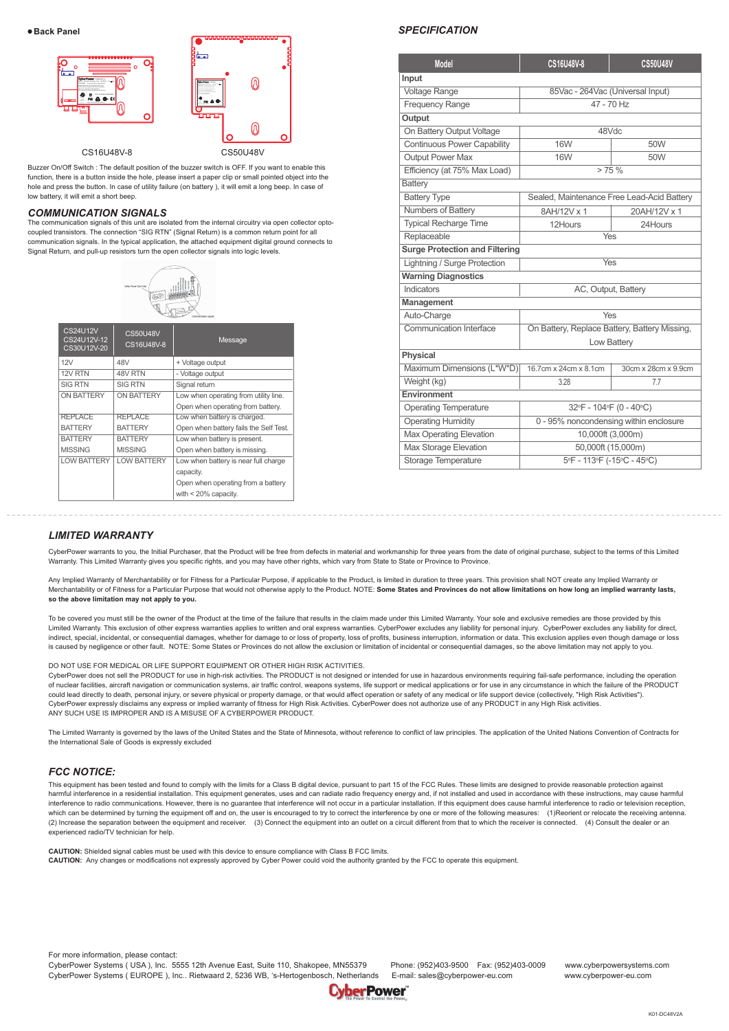- **Back Panel**

CS16U48V-8

CS50U48V

Buzzer On/Off Switch : The default position of the buzzer switch is OFF. If you want to enable this function, there is a button inside the hole, please insert a paper clip or small pointed object into the hole and press the button. In case of utility failure (on battery ), it will emit a long beep. In case of low battery, it will emit a short beep.

## COMMUNICATION SIGNALS

The communication signals of this unit are isolated from the internal circuitry via open collector opto-coupled transistors. The connection "SIG RTN" (Signal Return) is a common return point for all communication signals. In the typical application, the attached equipment digital ground connects to Signal Return, and pull-up resistors turn the open collector signals into logic levels.

Utility Power Cord Inlet

Communication signals

| CS24U12V CS24U12V-12 CS30U12V-20 | CS50U48V CS16U48V-8 | Message |
|---|---|---|
| 12V | 48V | + Voltage output |
| 12V RTN | 48V RTN | - Voltage output |
| SIG RTN | SIG RTN | Signal return |
| ON BATTERY | ON BATTERY | Low when operating from utility line. Open when operating from battery. |
| REPLACE BATTERY | REPLACE BATTERY | Low when battery is charged. Open when battery fails the Self Test. |
| BATTERY MISSING | BATTERY MISSING | Low when battery is present. Open when battery is missing. |
| LOW BATTERY | LOW BATTERY | Low when battery is near full charge capacity. Open when operating from a battery with < 20% capacity. |

## SPECIFICATION

| Model | CS16U48V-8 | CS50U48V |
|---|---|---|
| **Input** | | |
| Voltage Range | 85Vac - 264Vac (Universal Input) | |
| Frequency Range | 47 - 70 Hz | |
| **Output** | | |
| On Battery Output Voltage | 48Vdc | |
| Continuous Power Capability | 16W | 50W |
| Output Power Max | 16W | 50W |
| Efficiency (at 75% Max Load) | > 75 % | |
| Battery | | |
| Battery Type | Sealed, Maintenance Free Lead-Acid Battery | |
| Numbers of Battery | 8AH/12V x 1 | 20AH/12V x 1 |
| Typical Recharge Time | 12Hours | 24Hours |
| Replaceable | Yes | |
| **Surge Protection and Filtering** | | |
| Lightning / Surge Protection | Yes | |
| **Warning Diagnostics** | | |
| Indicators | AC, Output, Battery | |
| **Management** | | |
| Auto-Charge | Yes | |
| Communication Interface | On Battery, Replace Battery, Battery Missing, Low Battery | |
| **Physical** | | |
| Maximum Dimensions (L*W*D) | 16.7cm x 24cm x 8.1cm | 30cm x 28cm x 9.9cm |
| Weight (kg) | 3.28 | 7.7 |
| **Environment** | | |
| Operating Temperature | 32°F - 104°F (0 - 40°C) | |
| Operating Humidity | 0 - 95% noncondensing within enclosure | |
| Max Operating Elevation | 10,000ft (3,000m) | |
| Max Storage Elevation | 50,000ft (15,000m) | |
| Storage Temperature | 5°F - 113°F (-15°C - 45°C) | |

## LIMITED WARRANTY

CyberPower warrants to you, the Initial Purchaser, that the Product will be free from defects in material and workmanship for three years from the date of original purchase, subject to the terms of this Limited Warranty. This Limited Warranty gives you specific rights, and you may have other rights, which vary from State to State or Province to Province.

Any Implied Warranty of Merchantability or for Fitness for a Particular Purpose, if applicable to the Product, is limited in duration to three years. This provision shall NOT create any Implied Warranty or Merchantability or of Fitness for a Particular Purpose that would not otherwise apply to the Product. NOTE: **Some States and Provinces do not allow limitations on how long an implied warranty lasts, so the above limitation may not apply to you.**

To be covered you must still be the owner of the Product at the time of the failure that results in the claim made under this Limited Warranty. Your sole and exclusive remedies are those provided by this Limited Warranty. This exclusion of other express warranties applies to written and oral express warranties. CyberPower excludes any liability for personal injury. CyberPower excludes any liability for direct, indirect, special, incidental, or consequential damages, whether for damage to or loss of property, loss of profits, business interruption, information or data. This exclusion applies even though damage or loss is caused by negligence or other fault. NOTE: Some States or Provinces do not allow the exclusion or limitation of incidental or consequential damages, so the above limitation may not apply to you.

DO NOT USE FOR MEDICAL OR LIFE SUPPORT EQUIPMENT OR OTHER HIGH RISK ACTIVITIES.
CyberPower does not sell the PRODUCT for use in high-risk activities. The PRODUCT is not designed or intended for use in hazardous environments requiring fail-safe performance, including the operation of nuclear facilities, aircraft navigation or communication systems, air traffic control, weapons systems, life support or medical applications or for use in any circumstance in which the failure of the PRODUCT could lead directly to death, personal injury, or severe physical or property damage, or that would affect operation or safety of any medical or life support device (collectively, "High Risk Activities"). CyberPower expressly disclaims any express or implied warranty of fitness for High Risk Activities. CyberPower does not authorize use of any PRODUCT in any High Risk Activities.
ANY SUCH USE IS IMPROPER AND IS A MISUSE OF A CYBERPOWER PRODUCT.

The Limited Warranty is governed by the laws of the United States and the State of Minnesota, without reference to conflict of law principles. The application of the United Nations Convention of Contracts for the International Sale of Goods is expressly excluded

## FCC NOTICE:

This equipment has been tested and found to comply with the limits for a Class B digital device, pursuant to part 15 of the FCC Rules. These limits are designed to provide reasonable protection against harmful interference in a residential installation. This equipment generates, uses and can radiate radio frequency energy and, if not installed and used in accordance with these instructions, may cause harmful interference to radio communications. However, there is no guarantee that interference will not occur in a particular installation. If this equipment does cause harmful interference to radio or television reception, which can be determined by turning the equipment off and on, the user is encouraged to try to correct the interference by one or more of the following measures: (1)Reorient or relocate the receiving antenna. (2) Increase the separation between the equipment and receiver. (3) Connect the equipment into an outlet on a circuit different from that to which the receiver is connected. (4) Consult the dealer or an experienced radio/TV technician for help.

**CAUTION:** Shielded signal cables must be used with this device to ensure compliance with Class B FCC limits.
**CAUTION:** Any changes or modifications not expressly approved by Cyber Power could void the authority granted by the FCC to operate this equipment.

For more information, please contact:
CyberPower Systems ( USA ), Inc. 5555 12th Avenue East, Suite 110, Shakopee, MN55379 Phone: (952)403-9500 Fax: (952)403-0009 www.cyberpowersystems.com
CyberPower Systems ( EUROPE ), Inc.. Rietwaard 2, 5236 WB, 's-Hertogenbosch, Netherlands E-mail: sales@cyberpower-eu.com www.cyberpower-eu.com

CyberPower The Power To Control the Power.

K01-DC48V2A